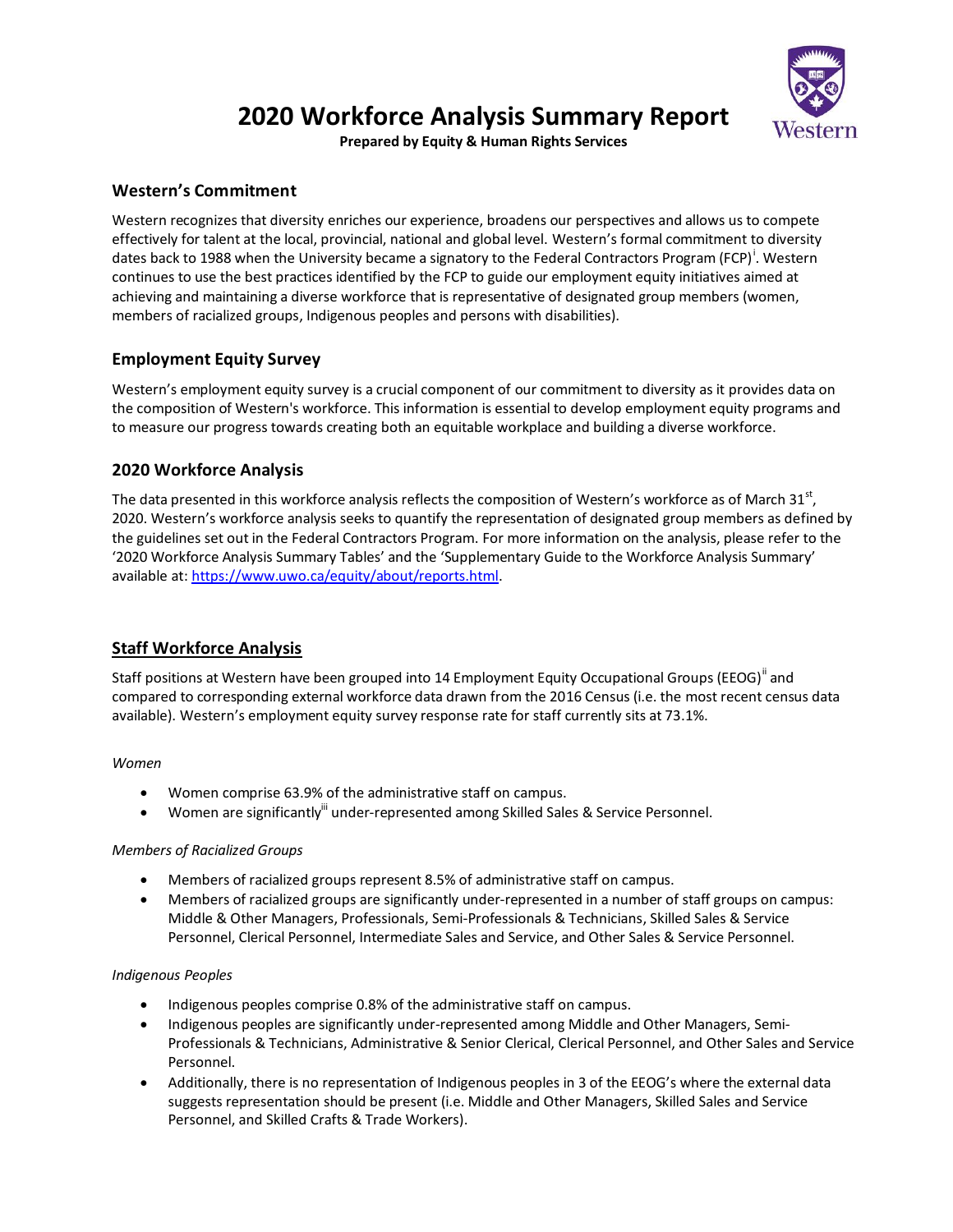# 2020 Workforce Analysis Summary Report

**Prepared by Equity & Human Rights Services**

## Western's Commitment

Western recognizes that diversity enriches our experience, broadens our perspectives and allows us to compete effectively for talent at the local, provincial, national and global level. Western's formal commitment to diversity dates back to 1988 when the University became a signatory to the Federal Contractors Program (FCP)[i]. Western continues to use the best practices identified by the FCP to guide our employment equity initiatives aimed at achieving and maintaining a diverse workforce that is representative of designated group members (women, members of racialized groups, Indigenous peoples and persons with disabilities).

## Employment Equity Survey

Western's employment equity survey is a crucial component of our commitment to diversity as it provides data on the composition of Western's workforce. This information is essential to develop employment equity programs and to measure our progress towards creating both an equitable workplace and building a diverse workforce.

## 2020 Workforce Analysis

The data presented in this workforce analysis reflects the composition of Western's workforce as of March 31st, 2020. Western's workforce analysis seeks to quantify the representation of designated group members as defined by the guidelines set out in the Federal Contractors Program. For more information on the analysis, please refer to the '2020 Workforce Analysis Summary Tables' and the 'Supplementary Guide to the Workforce Analysis Summary' available at: [https://www.uwo.ca/equity/about/reports.html](https://www.uwo.ca/equity/about/reports.html).

## Staff Workforce Analysis

Staff positions at Western have been grouped into 14 Employment Equity Occupational Groups (EEOG)[ii] and compared to corresponding external workforce data drawn from the 2016 Census (i.e. the most recent census data available). Western's employment equity survey response rate for staff currently sits at 73.1%.

*Women*

- Women comprise 63.9% of the administrative staff on campus.
- Women are significantly[iii] under-represented among Skilled Sales & Service Personnel.

*Members of Racialized Groups*

- Members of racialized groups represent 8.5% of administrative staff on campus.
- Members of racialized groups are significantly under-represented in a number of staff groups on campus: Middle & Other Managers, Professionals, Semi-Professionals & Technicians, Skilled Sales & Service Personnel, Clerical Personnel, Intermediate Sales and Service, and Other Sales & Service Personnel.

*Indigenous Peoples*

- Indigenous peoples comprise 0.8% of the administrative staff on campus.
- Indigenous peoples are significantly under-represented among Middle and Other Managers, Semi-Professionals & Technicians, Administrative & Senior Clerical, Clerical Personnel, and Other Sales and Service Personnel.
- Additionally, there is no representation of Indigenous peoples in 3 of the EEOG's where the external data suggests representation should be present (i.e. Middle and Other Managers, Skilled Sales and Service Personnel, and Skilled Crafts & Trade Workers).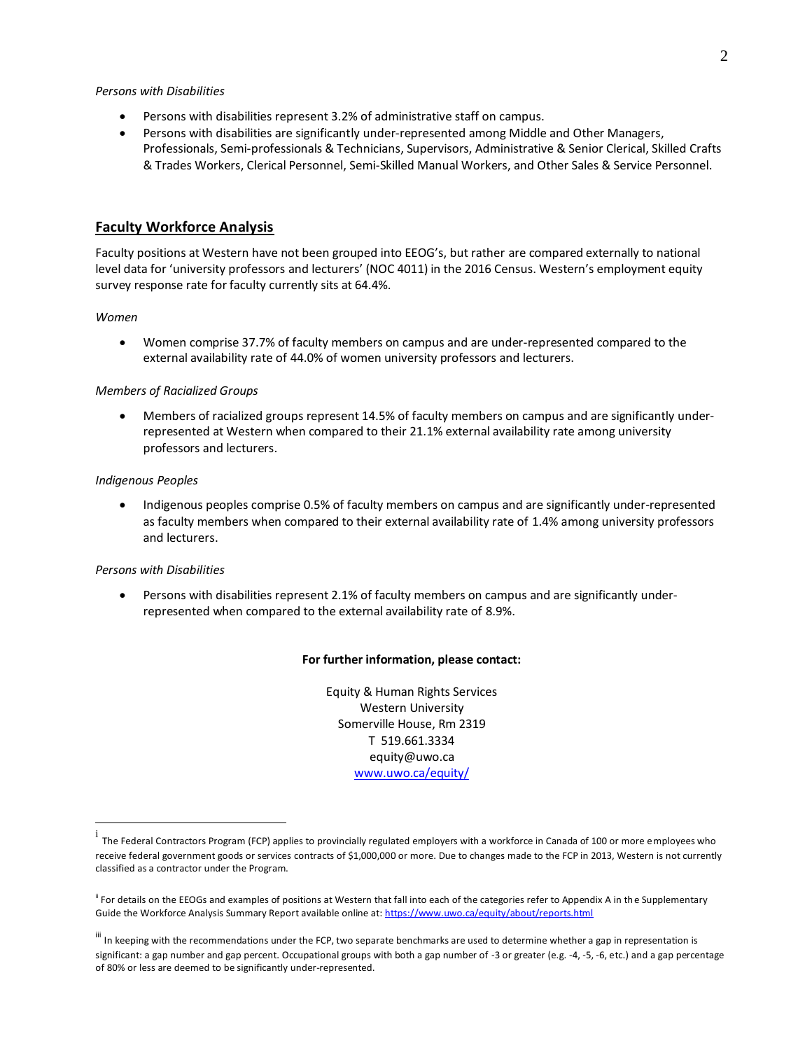*Persons with Disabilities*

- Persons with disabilities represent 3.2% of administrative staff on campus.
- Persons with disabilities are significantly under-represented among Middle and Other Managers, Professionals, Semi-professionals & Technicians, Supervisors, Administrative & Senior Clerical, Skilled Crafts & Trades Workers, Clerical Personnel, Semi-Skilled Manual Workers, and Other Sales & Service Personnel.

## Faculty Workforce Analysis

Faculty positions at Western have not been grouped into EEOG's, but rather are compared externally to national level data for 'university professors and lecturers' (NOC 4011) in the 2016 Census. Western's employment equity survey response rate for faculty currently sits at 64.4%.

*Women*

- Women comprise 37.7% of faculty members on campus and are under-represented compared to the external availability rate of 44.0% of women university professors and lecturers.

*Members of Racialized Groups*

- Members of racialized groups represent 14.5% of faculty members on campus and are significantly under-represented at Western when compared to their 21.1% external availability rate among university professors and lecturers.

*Indigenous Peoples*

- Indigenous peoples comprise 0.5% of faculty members on campus and are significantly under-represented as faculty members when compared to their external availability rate of 1.4% among university professors and lecturers.

*Persons with Disabilities*

- Persons with disabilities represent 2.1% of faculty members on campus and are significantly under-represented when compared to the external availability rate of 8.9%.

**For further information, please contact:**

Equity & Human Rights Services
Western University
Somerville House, Rm 2319
T 519.661.3334
equity@uwo.ca
www.uwo.ca/equity/

---

[i] The Federal Contractors Program (FCP) applies to provincially regulated employers with a workforce in Canada of 100 or more employees who receive federal government goods or services contracts of $1,000,000 or more. Due to changes made to the FCP in 2013, Western is not currently classified as a contractor under the Program.

[ii] For details on the EEOGs and examples of positions at Western that fall into each of the categories refer to Appendix A in the Supplementary Guide the Workforce Analysis Summary Report available online at: https://www.uwo.ca/equity/about/reports.html

[iii] In keeping with the recommendations under the FCP, two separate benchmarks are used to determine whether a gap in representation is significant: a gap number and gap percent. Occupational groups with both a gap number of -3 or greater (e.g. -4, -5, -6, etc.) and a gap percentage of 80% or less are deemed to be significantly under-represented.